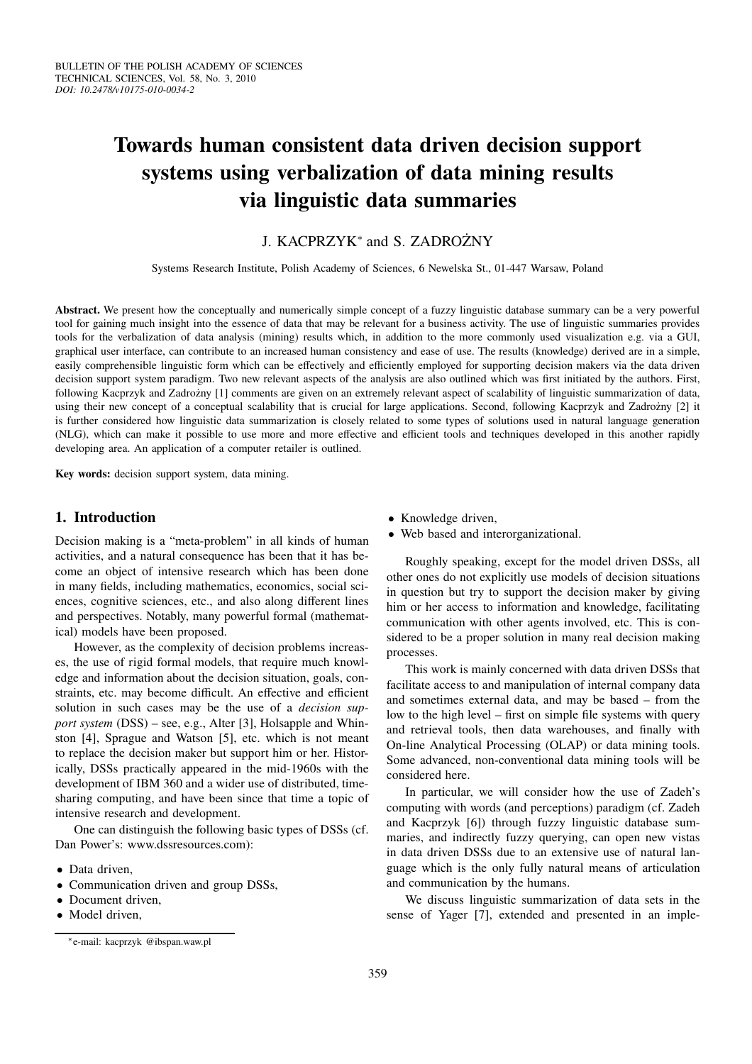# Towards human consistent data driven decision support systems using verbalization of data mining results via linguistic data summaries

J. KACPRZYK* and S. ZADROŻNY

Systems Research Institute, Polish Academy of Sciences, 6 Newelska St., 01-447 Warsaw, Poland

**Abstract.** We present how the conceptually and numerically simple concept of a fuzzy linguistic database summary can be a very powerful tool for gaining much insight into the essence of data that may be relevant for a business activity. The use of linguistic summaries provides tools for the verbalization of data analysis (mining) results which, in addition to the more commonly used visualization e.g. via a GUI, graphical user interface, can contribute to an increased human consistency and ease of use. The results (knowledge) derived are in a simple, easily comprehensible linguistic form which can be effectively and efficiently employed for supporting decision makers via the data driven decision support system paradigm. Two new relevant aspects of the analysis are also outlined which was first initiated by the authors. First, following Kacprzyk and Zadrożny [1] comments are given on an extremely relevant aspect of scalability of linguistic summarization of data, using their new concept of a conceptual scalability that is crucial for large applications. Second, following Kacprzyk and Zadrożny [2] it is further considered how linguistic data summarization is closely related to some types of solutions used in natural language generation (NLG), which can make it possible to use more and more effective and efficient tools and techniques developed in this another rapidly developing area. An application of a computer retailer is outlined.

**Key words:** decision support system, data mining.

## 1. Introduction

Decision making is a "meta-problem" in all kinds of human activities, and a natural consequence has been that it has become an object of intensive research which has been done in many fields, including mathematics, economics, social sciences, cognitive sciences, etc., and also along different lines and perspectives. Notably, many powerful formal (mathematical) models have been proposed.

However, as the complexity of decision problems increases, the use of rigid formal models, that require much knowledge and information about the decision situation, goals, constraints, etc. may become difficult. An effective and efficient solution in such cases may be the use of a *decision support system* (DSS) – see, e.g., Alter [3], Holsapple and Whinston [4], Sprague and Watson [5], etc. which is not meant to replace the decision maker but support him or her. Historically, DSSs practically appeared in the mid-1960s with the development of IBM 360 and a wider use of distributed, time-sharing computing, and have been since that time a topic of intensive research and development.

One can distinguish the following basic types of DSSs (cf. Dan Power's: www.dssresources.com):

- Data driven,
- Communication driven and group DSSs,
- Document driven,
- Model driven,
- Knowledge driven,
- Web based and interorganizational.

Roughly speaking, except for the model driven DSSs, all other ones do not explicitly use models of decision situations in question but try to support the decision maker by giving him or her access to information and knowledge, facilitating communication with other agents involved, etc. This is considered to be a proper solution in many real decision making processes.

This work is mainly concerned with data driven DSSs that facilitate access to and manipulation of internal company data and sometimes external data, and may be based – from the low to the high level – first on simple file systems with query and retrieval tools, then data warehouses, and finally with On-line Analytical Processing (OLAP) or data mining tools. Some advanced, non-conventional data mining tools will be considered here.

In particular, we will consider how the use of Zadeh's computing with words (and perceptions) paradigm (cf. Zadeh and Kacprzyk [6]) through fuzzy linguistic database summaries, and indirectly fuzzy querying, can open new vistas in data driven DSSs due to an extensive use of natural language which is the only fully natural means of articulation and communication by the humans.

We discuss linguistic summarization of data sets in the sense of Yager [7], extended and presented in an imple-

*e-mail: kacprzyk @ibspan.waw.pl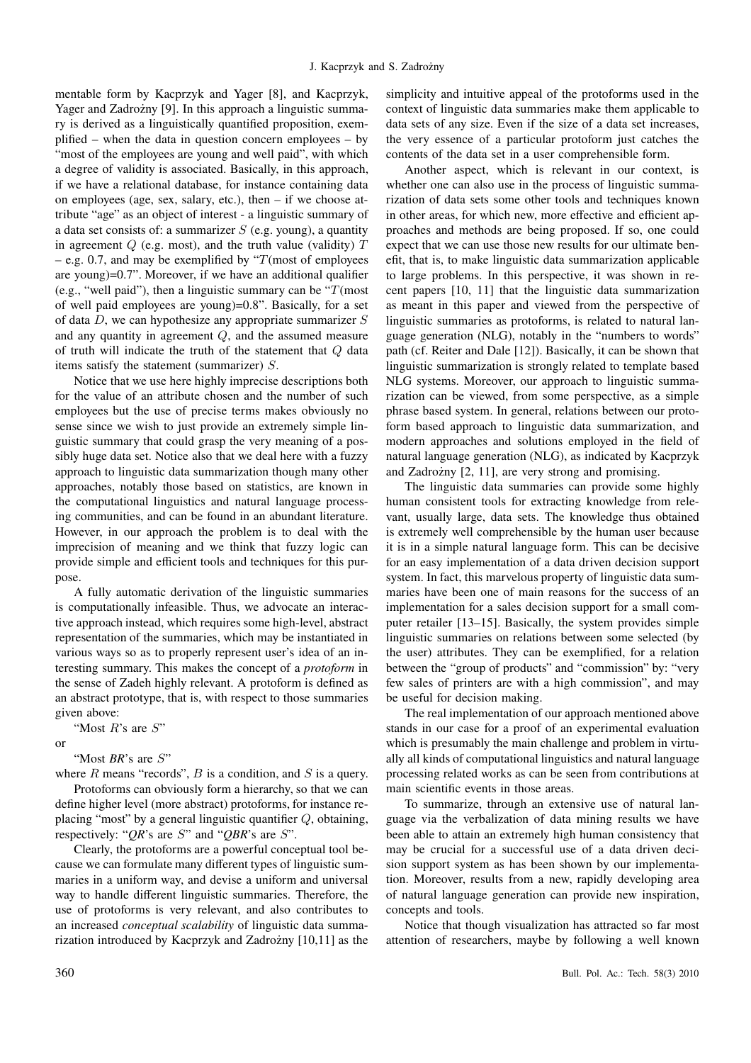mentable form by Kacprzyk and Yager [8], and Kacprzyk, Yager and Zadrożny [9]. In this approach a linguistic summary is derived as a linguistically quantified proposition, exemplified – when the data in question concern employees – by "most of the employees are young and well paid", with which a degree of validity is associated. Basically, in this approach, if we have a relational database, for instance containing data on employees (age, sex, salary, etc.), then – if we choose attribute "age" as an object of interest - a linguistic summary of a data set consists of: a summarizer $S$ (e.g. young), a quantity in agreement $Q$ (e.g. most), and the truth value (validity) $T$ – e.g. 0.7, and may be exemplified by "$T$(most of employees are young)=0.7". Moreover, if we have an additional qualifier (e.g., "well paid"), then a linguistic summary can be "$T$(most of well paid employees are young)=0.8". Basically, for a set of data $D$, we can hypothesize any appropriate summarizer $S$ and any quantity in agreement $Q$, and the assumed measure of truth will indicate the truth of the statement that $Q$ data items satisfy the statement (summarizer) $S$.

Notice that we use here highly imprecise descriptions both for the value of an attribute chosen and the number of such employees but the use of precise terms makes obviously no sense since we wish to just provide an extremely simple linguistic summary that could grasp the very meaning of a possibly huge data set. Notice also that we deal here with a fuzzy approach to linguistic data summarization though many other approaches, notably those based on statistics, are known in the computational linguistics and natural language processing communities, and can be found in an abundant literature. However, in our approach the problem is to deal with the imprecision of meaning and we think that fuzzy logic can provide simple and efficient tools and techniques for this purpose.

A fully automatic derivation of the linguistic summaries is computationally infeasible. Thus, we advocate an interactive approach instead, which requires some high-level, abstract representation of the summaries, which may be instantiated in various ways so as to properly represent user's idea of an interesting summary. This makes the concept of a *protoform* in the sense of Zadeh highly relevant. A protoform is defined as an abstract prototype, that is, with respect to those summaries given above:

"Most $R$'s are $S$"

or

"Most *BR*'s are $S$"

where $R$ means "records", $B$ is a condition, and $S$ is a query.

Protoforms can obviously form a hierarchy, so that we can define higher level (more abstract) protoforms, for instance replacing "most" by a general linguistic quantifier $Q$, obtaining, respectively: "*QR*'s are $S$" and "*QBR*'s are $S$".

Clearly, the protoforms are a powerful conceptual tool because we can formulate many different types of linguistic summaries in a uniform way, and devise a uniform and universal way to handle different linguistic summaries. Therefore, the use of protoforms is very relevant, and also contributes to an increased *conceptual scalability* of linguistic data summarization introduced by Kacprzyk and Zadrożny [10,11] as the simplicity and intuitive appeal of the protoforms used in the context of linguistic data summaries make them applicable to data sets of any size. Even if the size of a data set increases, the very essence of a particular protoform just catches the contents of the data set in a user comprehensible form.

Another aspect, which is relevant in our context, is whether one can also use in the process of linguistic summarization of data sets some other tools and techniques known in other areas, for which new, more effective and efficient approaches and methods are being proposed. If so, one could expect that we can use those new results for our ultimate benefit, that is, to make linguistic data summarization applicable to large problems. In this perspective, it was shown in recent papers [10, 11] that the linguistic data summarization as meant in this paper and viewed from the perspective of linguistic summaries as protoforms, is related to natural language generation (NLG), notably in the "numbers to words" path (cf. Reiter and Dale [12]). Basically, it can be shown that linguistic summarization is strongly related to template based NLG systems. Moreover, our approach to linguistic summarization can be viewed, from some perspective, as a simple phrase based system. In general, relations between our protoform based approach to linguistic data summarization, and modern approaches and solutions employed in the field of natural language generation (NLG), as indicated by Kacprzyk and Zadrożny [2, 11], are very strong and promising.

The linguistic data summaries can provide some highly human consistent tools for extracting knowledge from relevant, usually large, data sets. The knowledge thus obtained is extremely well comprehensible by the human user because it is in a simple natural language form. This can be decisive for an easy implementation of a data driven decision support system. In fact, this marvelous property of linguistic data summaries have been one of main reasons for the success of an implementation for a sales decision support for a small computer retailer [13–15]. Basically, the system provides simple linguistic summaries on relations between some selected (by the user) attributes. They can be exemplified, for a relation between the "group of products" and "commission" by: "very few sales of printers are with a high commission", and may be useful for decision making.

The real implementation of our approach mentioned above stands in our case for a proof of an experimental evaluation which is presumably the main challenge and problem in virtually all kinds of computational linguistics and natural language processing related works as can be seen from contributions at main scientific events in those areas.

To summarize, through an extensive use of natural language via the verbalization of data mining results we have been able to attain an extremely high human consistency that may be crucial for a successful use of a data driven decision support system as has been shown by our implementation. Moreover, results from a new, rapidly developing area of natural language generation can provide new inspiration, concepts and tools.

Notice that though visualization has attracted so far most attention of researchers, maybe by following a well known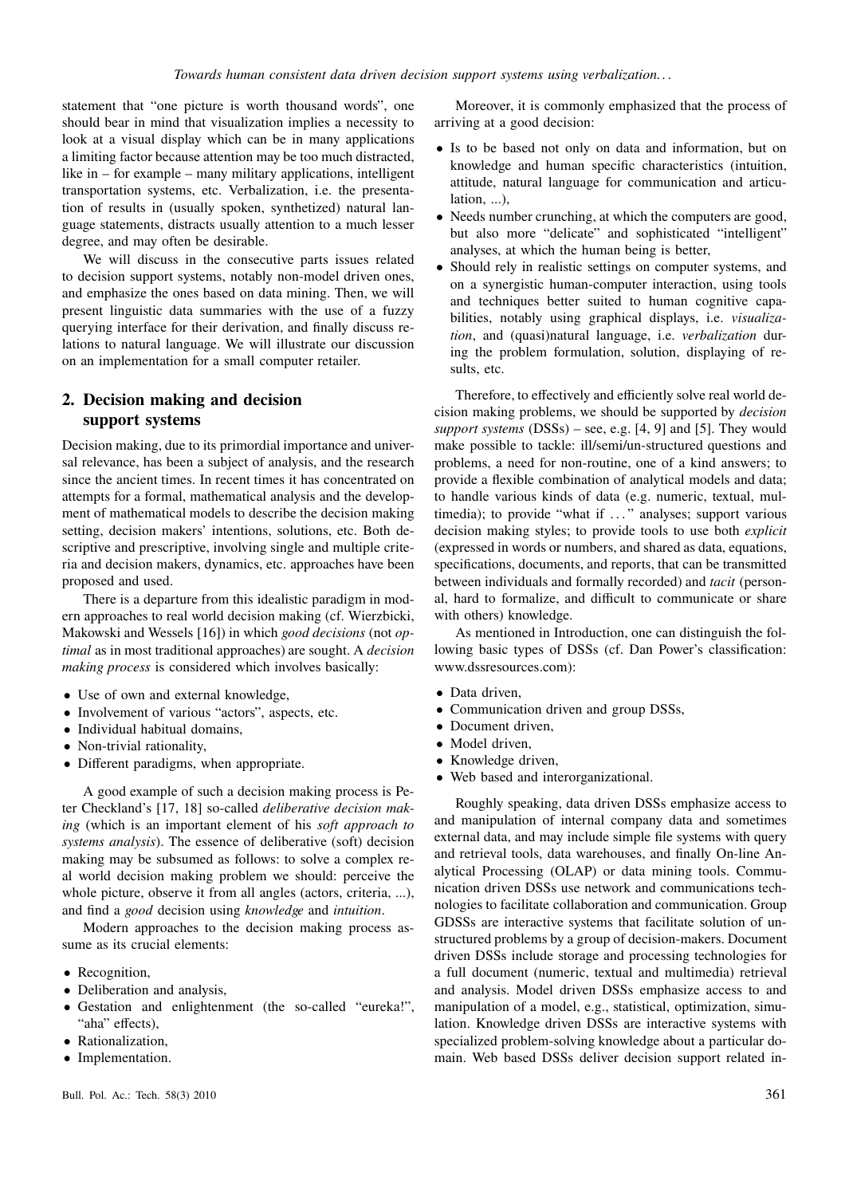statement that "one picture is worth thousand words", one should bear in mind that visualization implies a necessity to look at a visual display which can be in many applications a limiting factor because attention may be too much distracted, like in – for example – many military applications, intelligent transportation systems, etc. Verbalization, i.e. the presentation of results in (usually spoken, synthetized) natural language statements, distracts usually attention to a much lesser degree, and may often be desirable.

We will discuss in the consecutive parts issues related to decision support systems, notably non-model driven ones, and emphasize the ones based on data mining. Then, we will present linguistic data summaries with the use of a fuzzy querying interface for their derivation, and finally discuss relations to natural language. We will illustrate our discussion on an implementation for a small computer retailer.

## 2. Decision making and decision support systems

Decision making, due to its primordial importance and universal relevance, has been a subject of analysis, and the research since the ancient times. In recent times it has concentrated on attempts for a formal, mathematical analysis and the development of mathematical models to describe the decision making setting, decision makers' intentions, solutions, etc. Both descriptive and prescriptive, involving single and multiple criteria and decision makers, dynamics, etc. approaches have been proposed and used.

There is a departure from this idealistic paradigm in modern approaches to real world decision making (cf. Wierzbicki, Makowski and Wessels [16]) in which *good decisions* (not *optimal* as in most traditional approaches) are sought. A *decision making process* is considered which involves basically:

- Use of own and external knowledge,
- Involvement of various "actors", aspects, etc.
- Individual habitual domains,
- Non-trivial rationality,
- Different paradigms, when appropriate.

A good example of such a decision making process is Peter Checkland's [17, 18] so-called *deliberative decision making* (which is an important element of his *soft approach to systems analysis*). The essence of deliberative (soft) decision making may be subsumed as follows: to solve a complex real world decision making problem we should: perceive the whole picture, observe it from all angles (actors, criteria, ...), and find a *good* decision using *knowledge* and *intuition*.

Modern approaches to the decision making process assume as its crucial elements:

- Recognition,
- Deliberation and analysis,
- Gestation and enlightenment (the so-called "eureka!", "aha" effects),
- Rationalization,
- Implementation.

Moreover, it is commonly emphasized that the process of arriving at a good decision:

- Is to be based not only on data and information, but on knowledge and human specific characteristics (intuition, attitude, natural language for communication and articulation, ...),
- Needs number crunching, at which the computers are good, but also more "delicate" and sophisticated "intelligent" analyses, at which the human being is better,
- Should rely in realistic settings on computer systems, and on a synergistic human-computer interaction, using tools and techniques better suited to human cognitive capabilities, notably using graphical displays, i.e. *visualization*, and (quasi)natural language, i.e. *verbalization* during the problem formulation, solution, displaying of results, etc.

Therefore, to effectively and efficiently solve real world decision making problems, we should be supported by *decision support systems* (DSSs) – see, e.g. [4, 9] and [5]. They would make possible to tackle: ill/semi/un-structured questions and problems, a need for non-routine, one of a kind answers; to provide a flexible combination of analytical models and data; to handle various kinds of data (e.g. numeric, textual, multimedia); to provide "what if ..." analyses; support various decision making styles; to provide tools to use both *explicit* (expressed in words or numbers, and shared as data, equations, specifications, documents, and reports, that can be transmitted between individuals and formally recorded) and *tacit* (personal, hard to formalize, and difficult to communicate or share with others) knowledge.

As mentioned in Introduction, one can distinguish the following basic types of DSSs (cf. Dan Power's classification: www.dssresources.com):

- Data driven,
- Communication driven and group DSSs,
- Document driven,
- Model driven,
- Knowledge driven,
- Web based and interorganizational.

Roughly speaking, data driven DSSs emphasize access to and manipulation of internal company data and sometimes external data, and may include simple file systems with query and retrieval tools, data warehouses, and finally On-line Analytical Processing (OLAP) or data mining tools. Communication driven DSSs use network and communications technologies to facilitate collaboration and communication. Group GDSSs are interactive systems that facilitate solution of unstructured problems by a group of decision-makers. Document driven DSSs include storage and processing technologies for a full document (numeric, textual and multimedia) retrieval and analysis. Model driven DSSs emphasize access to and manipulation of a model, e.g., statistical, optimization, simulation. Knowledge driven DSSs are interactive systems with specialized problem-solving knowledge about a particular domain. Web based DSSs deliver decision support related in-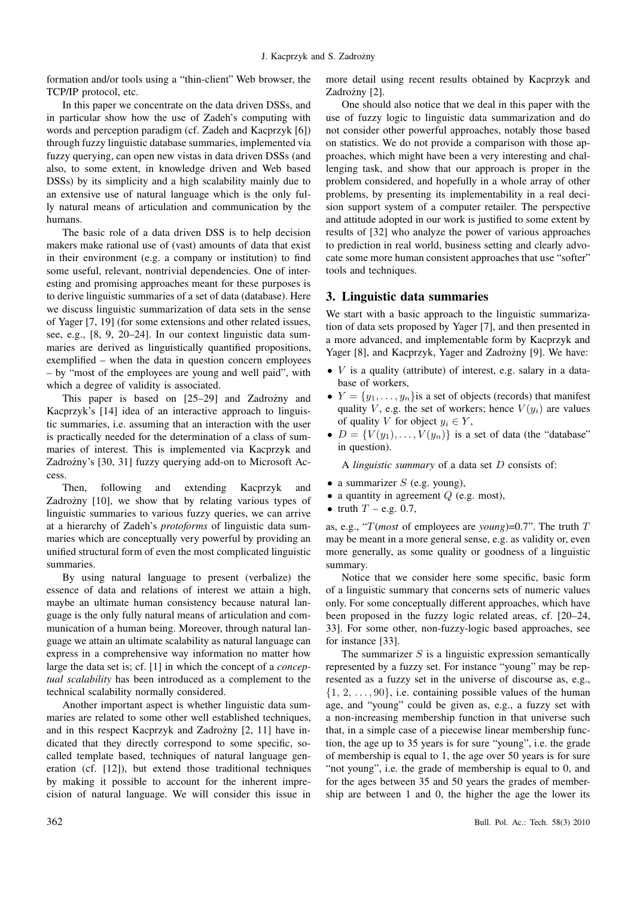formation and/or tools using a "thin-client" Web browser, the TCP/IP protocol, etc.

In this paper we concentrate on the data driven DSSs, and in particular show how the use of Zadeh's computing with words and perception paradigm (cf. Zadeh and Kacprzyk [6]) through fuzzy linguistic database summaries, implemented via fuzzy querying, can open new vistas in data driven DSSs (and also, to some extent, in knowledge driven and Web based DSSs) by its simplicity and a high scalability mainly due to an extensive use of natural language which is the only fully natural means of articulation and communication by the humans.

The basic role of a data driven DSS is to help decision makers make rational use of (vast) amounts of data that exist in their environment (e.g. a company or institution) to find some useful, relevant, nontrivial dependencies. One of interesting and promising approaches meant for these purposes is to derive linguistic summaries of a set of data (database). Here we discuss linguistic summarization of data sets in the sense of Yager [7, 19] (for some extensions and other related issues, see, e.g., [8, 9, 20–24]. In our context linguistic data summaries are derived as linguistically quantified propositions, exemplified – when the data in question concern employees – by "most of the employees are young and well paid", with which a degree of validity is associated.

This paper is based on [25–29] and Zadrożny and Kacprzyk's [14] idea of an interactive approach to linguistic summaries, i.e. assuming that an interaction with the user is practically needed for the determination of a class of summaries of interest. This is implemented via Kacprzyk and Zadrożny's [30, 31] fuzzy querying add-on to Microsoft Access.

Then, following and extending Kacprzyk and Zadrożny [10], we show that by relating various types of linguistic summaries to various fuzzy queries, we can arrive at a hierarchy of Zadeh's *protoforms* of linguistic data summaries which are conceptually very powerful by providing an unified structural form of even the most complicated linguistic summaries.

By using natural language to present (verbalize) the essence of data and relations of interest we attain a high, maybe an ultimate human consistency because natural language is the only fully natural means of articulation and communication of a human being. Moreover, through natural language we attain an ultimate scalability as natural language can express in a comprehensive way information no matter how large the data set is; cf. [1] in which the concept of a *conceptual scalability* has been introduced as a complement to the technical scalability normally considered.

Another important aspect is whether linguistic data summaries are related to some other well established techniques, and in this respect Kacprzyk and Zadrożny [2, 11] have indicated that they directly correspond to some specific, so-called template based, techniques of natural language generation (cf. [12]), but extend those traditional techniques by making it possible to account for the inherent imprecision of natural language. We will consider this issue in more detail using recent results obtained by Kacprzyk and Zadrożny [2].

One should also notice that we deal in this paper with the use of fuzzy logic to linguistic data summarization and do not consider other powerful approaches, notably those based on statistics. We do not provide a comparison with those approaches, which might have been a very interesting and challenging task, and show that our approach is proper in the problem considered, and hopefully in a whole array of other problems, by presenting its implementability in a real decision support system of a computer retailer. The perspective and attitude adopted in our work is justified to some extent by results of [32] who analyze the power of various approaches to prediction in real world, business setting and clearly advocate some more human consistent approaches that use "softer" tools and techniques.

## 3. Linguistic data summaries

We start with a basic approach to the linguistic summarization of data sets proposed by Yager [7], and then presented in a more advanced, and implementable form by Kacprzyk and Yager [8], and Kacprzyk, Yager and Zadrożny [9]. We have:

- $V$ is a quality (attribute) of interest, e.g. salary in a database of workers,
- $Y = \{y_1, \ldots, y_n\}$is a set of objects (records) that manifest quality $V$, e.g. the set of workers; hence $V(y_i)$ are values of quality $V$ for object $y_i \in Y$,
- $D = \{V(y_1), \ldots, V(y_n)\}$ is a set of data (the "database" in question).

A *linguistic summary* of a data set $D$ consists of:

- a summarizer $S$ (e.g. young),
- a quantity in agreement $Q$ (e.g. most),
- truth $T$ – e.g. 0.7,

as, e.g., "$T$(*most* of employees are *young*)=0.7". The truth $T$ may be meant in a more general sense, e.g. as validity or, even more generally, as some quality or goodness of a linguistic summary.

Notice that we consider here some specific, basic form of a linguistic summary that concerns sets of numeric values only. For some conceptually different approaches, which have been proposed in the fuzzy logic related areas, cf. [20–24, 33]. For some other, non-fuzzy-logic based approaches, see for instance [33].

The summarizer $S$ is a linguistic expression semantically represented by a fuzzy set. For instance "young" may be represented as a fuzzy set in the universe of discourse as, e.g., $\{1, 2, \ldots, 90\}$, i.e. containing possible values of the human age, and "young" could be given as, e.g., a fuzzy set with a non-increasing membership function in that universe such that, in a simple case of a piecewise linear membership function, the age up to 35 years is for sure "young", i.e. the grade of membership is equal to 1, the age over 50 years is for sure "not young", i.e. the grade of membership is equal to 0, and for the ages between 35 and 50 years the grades of membership are between 1 and 0, the higher the age the lower its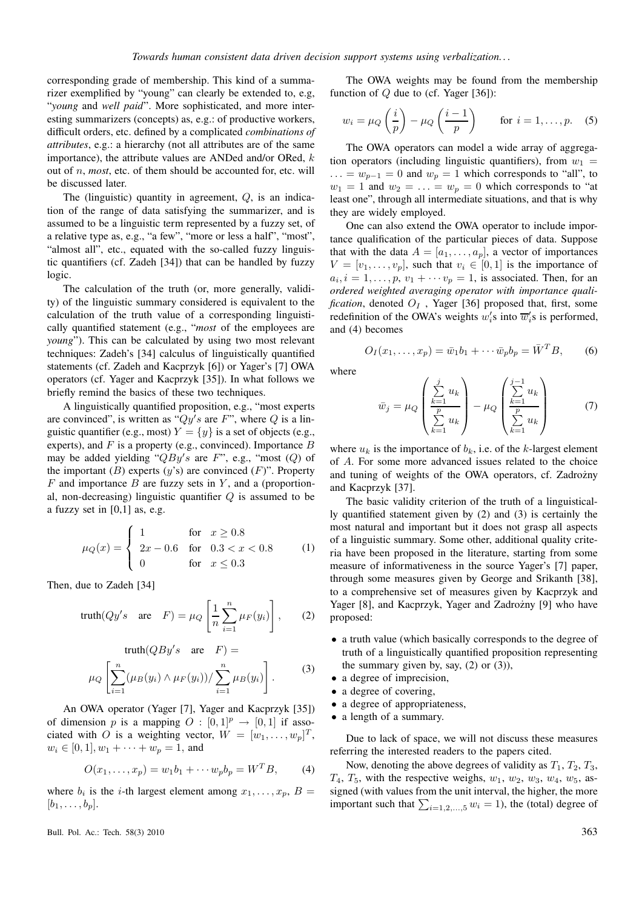corresponding grade of membership. This kind of a summarizer exemplified by "young" can clearly be extended to, e.g, "*young* and *well paid*". More sophisticated, and more interesting summarizers (concepts) as, e.g.: of productive workers, difficult orders, etc. defined by a complicated *combinations of attributes*, e.g.: a hierarchy (not all attributes are of the same importance), the attribute values are ANDed and/or ORed, $k$ out of $n$, *most*, etc. of them should be accounted for, etc. will be discussed later.

The (linguistic) quantity in agreement, $Q$, is an indication of the range of data satisfying the summarizer, and is assumed to be a linguistic term represented by a fuzzy set, of a relative type as, e.g., "a few", "more or less a half", "most", "almost all", etc., equated with the so-called fuzzy linguistic quantifiers (cf. Zadeh [34]) that can be handled by fuzzy logic.

The calculation of the truth (or, more generally, validity) of the linguistic summary considered is equivalent to the calculation of the truth value of a corresponding linguistically quantified statement (e.g., "*most* of the employees are *young*"). This can be calculated by using two most relevant techniques: Zadeh's [34] calculus of linguistically quantified statements (cf. Zadeh and Kacprzyk [6]) or Yager's [7] OWA operators (cf. Yager and Kacprzyk [35]). In what follows we briefly remind the basics of these two techniques.

A linguistically quantified proposition, e.g., "most experts are convinced", is written as "$Qy's$ are $F$", where $Q$ is a linguistic quantifier (e.g., most) $Y = \{y\}$ is a set of objects (e.g., experts), and $F$ is a property (e.g., convinced). Importance $B$ may be added yielding "$QBy's$ are $F$", e.g., "most ($Q$) of the important ($B$) experts ($y$'s) are convinced ($F$)". Property $F$ and importance $B$ are fuzzy sets in $Y$, and a (proportional, non-decreasing) linguistic quantifier $Q$ is assumed to be a fuzzy set in [0,1] as, e.g.

$$\mu_Q(x) = \begin{cases} 1 & \text{for} \quad x \geq 0.8 \\ 2x - 0.6 & \text{for} \quad 0.3 < x < 0.8 \\ 0 & \text{for} \quad x \leq 0.3 \end{cases} \tag{1}$$

Then, due to Zadeh [34]

$$\text{truth}(Qy's \quad \text{are} \quad F) = \mu_Q \left[ \frac{1}{n} \sum_{i=1}^{n} \mu_F(y_i) \right], \tag{2}$$

$$\text{truth}(QBy's \quad \text{are} \quad F) = \mu_Q \left[ \sum_{i=1}^{n} (\mu_B(y_i) \wedge \mu_F(y_i)) / \sum_{i=1}^{n} \mu_B(y_i) \right]. \tag{3}$$

An OWA operator (Yager [7], Yager and Kacprzyk [35]) of dimension $p$ is a mapping $O : [0,1]^p \rightarrow [0,1]$ if associated with $O$ is a weighting vector, $W = [w_1, \ldots, w_p]^T$, $w_i \in [0,1], w_1 + \cdots + w_p = 1$, and

$$O(x_1, \ldots, x_p) = w_1 b_1 + \cdots w_p b_p = W^T B, \tag{4}$$

where $b_i$ is the $i$-th largest element among $x_1, \ldots, x_p$, $B = [b_1, \ldots, b_p]$.

The OWA weights may be found from the membership function of $Q$ due to (cf. Yager [36]):

$$w_i = \mu_Q\left(\frac{i}{p}\right) - \mu_Q\left(\frac{i-1}{p}\right) \qquad \text{for } i = 1, \ldots, p. \tag{5}$$

The OWA operators can model a wide array of aggregation operators (including linguistic quantifiers), from $w_1 = \ldots = w_{p-1} = 0$ and $w_p = 1$ which corresponds to "all", to $w_1 = 1$ and $w_2 = \ldots = w_p = 0$ which corresponds to "at least one", through all intermediate situations, and that is why they are widely employed.

One can also extend the OWA operator to include importance qualification of the particular pieces of data. Suppose that with the data $A = [a_1, \ldots, a_p]$, a vector of importances $V = [v_1, \ldots, v_p]$, such that $v_i \in [0,1]$ is the importance of $a_i, i = 1, \ldots, p$, $v_1 + \cdots v_p = 1$, is associated. Then, for an *ordered weighted averaging operator with importance qualification*, denoted $O_I$ , Yager [36] proposed that, first, some redefinition of the OWA's weights $w_i'$s into $\overline{w}_i'$s is performed, and (4) becomes

$$O_I(x_1, \ldots, x_p) = \bar{w}_1 b_1 + \cdots \bar{w}_p b_p = \bar{W}^T B, \tag{6}$$

where

$$\bar{w}_j = \mu_Q \left( \frac{\sum\limits_{k=1}^{j} u_k}{\sum\limits_{k=1}^{p} u_k} \right) - \mu_Q \left( \frac{\sum\limits_{k=1}^{j-1} u_k}{\sum\limits_{k=1}^{p} u_k} \right) \tag{7}$$

where $u_k$ is the importance of $b_k$, i.e. of the $k$-largest element of $A$. For some more advanced issues related to the choice and tuning of weights of the OWA operators, cf. Zadrożny and Kacprzyk [37].

The basic validity criterion of the truth of a linguistically quantified statement given by (2) and (3) is certainly the most natural and important but it does not grasp all aspects of a linguistic summary. Some other, additional quality criteria have been proposed in the literature, starting from some measure of informativeness in the source Yager's [7] paper, through some measures given by George and Srikanth [38], to a comprehensive set of measures given by Kacprzyk and Yager [8], and Kacprzyk, Yager and Zadrożny [9] who have proposed:

- a truth value (which basically corresponds to the degree of truth of a linguistically quantified proposition representing the summary given by, say, (2) or (3)),
- a degree of imprecision,
- a degree of covering,
- a degree of appropriateness,
- a length of a summary.

Due to lack of space, we will not discuss these measures referring the interested readers to the papers cited.

Now, denoting the above degrees of validity as $T_1$, $T_2$, $T_3$, $T_4$, $T_5$, with the respective weighs, $w_1$, $w_2$, $w_3$, $w_4$, $w_5$, assigned (with values from the unit interval, the higher, the more important such that $\sum_{i=1,2,\ldots,5} w_i = 1$), the (total) degree of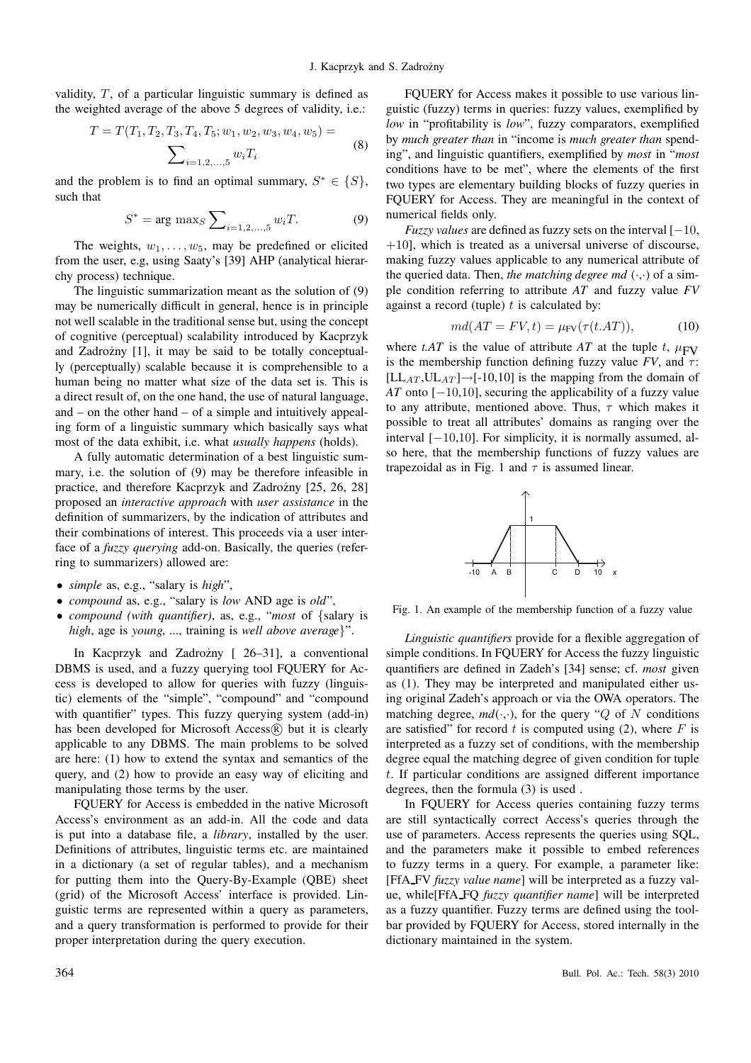validity, $T$, of a particular linguistic summary is defined as the weighted average of the above 5 degrees of validity, i.e.:

$$T = T(T_1, T_2, T_3, T_4, T_5; w_1, w_2, w_3, w_4, w_5) = \sum_{i=1,2,\dots,5} w_i T_i \tag{8}$$

and the problem is to find an optimal summary, $S^* \in \{S\}$, such that

$$S^* = \arg\max_S \sum_{i=1,2,\dots,5} w_i T. \tag{9}$$

The weights, $w_1, \dots, w_5$, may be predefined or elicited from the user, e.g, using Saaty's [39] AHP (analytical hierarchy process) technique.

The linguistic summarization meant as the solution of (9) may be numerically difficult in general, hence is in principle not well scalable in the traditional sense but, using the concept of cognitive (perceptual) scalability introduced by Kacprzyk and Zadrożny [1], it may be said to be totally conceptually (perceptually) scalable because it is comprehensible to a human being no matter what size of the data set is. This is a direct result of, on the one hand, the use of natural language, and – on the other hand – of a simple and intuitively appealing form of a linguistic summary which basically says what most of the data exhibit, i.e. what *usually happens* (holds).

A fully automatic determination of a best linguistic summary, i.e. the solution of (9) may be therefore infeasible in practice, and therefore Kacprzyk and Zadrożny [25, 26, 28] proposed an *interactive approach* with *user assistance* in the definition of summarizers, by the indication of attributes and their combinations of interest. This proceeds via a user interface of a *fuzzy querying* add-on. Basically, the queries (referring to summarizers) allowed are:

- *simple* as, e.g., "salary is *high*",
- *compound* as, e.g., "salary is *low* AND age is *old*",
- *compound (with quantifier)*, as, e.g., "*most* of {salary is *high*, age is *young*, ..., training is *well above average*}".

In Kacprzyk and Zadrożny [ 26–31], a conventional DBMS is used, and a fuzzy querying tool FQUERY for Access is developed to allow for queries with fuzzy (linguistic) elements of the "simple", "compound" and "compound with quantifier" types. This fuzzy querying system (add-in) has been developed for Microsoft Access® but it is clearly applicable to any DBMS. The main problems to be solved are here: (1) how to extend the syntax and semantics of the query, and (2) how to provide an easy way of eliciting and manipulating those terms by the user.

FQUERY for Access is embedded in the native Microsoft Access's environment as an add-in. All the code and data is put into a database file, a *library*, installed by the user. Definitions of attributes, linguistic terms etc. are maintained in a dictionary (a set of regular tables), and a mechanism for putting them into the Query-By-Example (QBE) sheet (grid) of the Microsoft Access' interface is provided. Linguistic terms are represented within a query as parameters, and a query transformation is performed to provide for their proper interpretation during the query execution.

FQUERY for Access makes it possible to use various linguistic (fuzzy) terms in queries: fuzzy values, exemplified by *low* in "profitability is *low*", fuzzy comparators, exemplified by *much greater than* in "income is *much greater than* spending", and linguistic quantifiers, exemplified by *most* in "*most* conditions have to be met", where the elements of the first two types are elementary building blocks of fuzzy queries in FQUERY for Access. They are meaningful in the context of numerical fields only.

*Fuzzy values* are defined as fuzzy sets on the interval $[-10, +10]$, which is treated as a universal universe of discourse, making fuzzy values applicable to any numerical attribute of the queried data. Then, *the matching degree md* $(\cdot,\cdot)$ of a simple condition referring to attribute *AT* and fuzzy value *FV* against a record (tuple) $t$ is calculated by:

$$md(AT = FV, t) = \mu_{\mathrm{FV}}(\tau(t.AT)), \tag{10}$$

where *t.AT* is the value of attribute *AT* at the tuple $t$, $\mu_{\mathrm{FV}}$ is the membership function defining fuzzy value *FV*, and $\tau$: $[\mathrm{LL}_{AT}, \mathrm{UL}_{AT}] \rightarrow [-10,10]$ is the mapping from the domain of *AT* onto $[-10,10]$, securing the applicability of a fuzzy value to any attribute, mentioned above. Thus, $\tau$ which makes it possible to treat all attributes' domains as ranging over the interval $[-10,10]$. For simplicity, it is normally assumed, also here, that the membership functions of fuzzy values are trapezoidal as in Fig. 1 and $\tau$ is assumed linear.

Fig. 1. An example of the membership function of a fuzzy value

*Linguistic quantifiers* provide for a flexible aggregation of simple conditions. In FQUERY for Access the fuzzy linguistic quantifiers are defined in Zadeh's [34] sense; cf. *most* given as (1). They may be interpreted and manipulated either using original Zadeh's approach or via the OWA operators. The matching degree, $md(\cdot,\cdot)$, for the query "$Q$ of $N$ conditions are satisfied" for record $t$ is computed using (2), where $F$ is interpreted as a fuzzy set of conditions, with the membership degree equal the matching degree of given condition for tuple $t$. If particular conditions are assigned different importance degrees, then the formula (3) is used .

In FQUERY for Access queries containing fuzzy terms are still syntactically correct Access's queries through the use of parameters. Access represents the queries using SQL, and the parameters make it possible to embed references to fuzzy terms in a query. For example, a parameter like: [FfA_FV *fuzzy value name*] will be interpreted as a fuzzy value, while[FfA_FQ *fuzzy quantifier name*] will be interpreted as a fuzzy quantifier. Fuzzy terms are defined using the toolbar provided by FQUERY for Access, stored internally in the dictionary maintained in the system.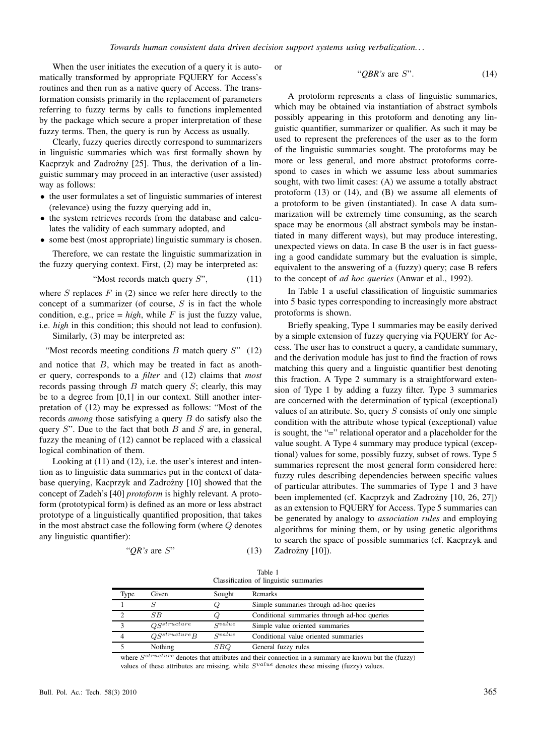When the user initiates the execution of a query it is automatically transformed by appropriate FQUERY for Access's routines and then run as a native query of Access. The transformation consists primarily in the replacement of parameters referring to fuzzy terms by calls to functions implemented by the package which secure a proper interpretation of these fuzzy terms. Then, the query is run by Access as usually.

Clearly, fuzzy queries directly correspond to summarizers in linguistic summaries which was first formally shown by Kacprzyk and Zadrożny [25]. Thus, the derivation of a linguistic summary may proceed in an interactive (user assisted) way as follows:

- the user formulates a set of linguistic summaries of interest (relevance) using the fuzzy querying add in,
- the system retrieves records from the database and calculates the validity of each summary adopted, and
- some best (most appropriate) linguistic summary is chosen.

Therefore, we can restate the linguistic summarization in the fuzzy querying context. First, (2) may be interpreted as:

$$\text{“Most records match query } S\text{”,} \tag{11}$$

where $S$ replaces $F$ in (2) since we refer here directly to the concept of a summarizer (of course, $S$ is in fact the whole condition, e.g., price = *high*, while $F$ is just the fuzzy value, i.e. *high* in this condition; this should not lead to confusion).

Similarly, (3) may be interpreted as:

$$\text{“Most records meeting conditions } B \text{ match query } S\text{”} \tag{12}$$

and notice that $B$, which may be treated in fact as another query, corresponds to a *filter* and (12) claims that *most* records passing through $B$ match query $S$; clearly, this may be to a degree from [0,1] in our context. Still another interpretation of (12) may be expressed as follows: "Most of the records *among* those satisfying a query $B$ do satisfy also the query $S$". Due to the fact that both $B$ and $S$ are, in general, fuzzy the meaning of (12) cannot be replaced with a classical logical combination of them.

Looking at (11) and (12), i.e. the user's interest and intention as to linguistic data summaries put in the context of database querying, Kacprzyk and Zadrożny [10] showed that the concept of Zadeh's [40] *protoform* is highly relevant. A protoform (prototypical form) is defined as an more or less abstract prototype of a linguistically quantified proposition, that takes in the most abstract case the following form (where $Q$ denotes any linguistic quantifier):

$$\text{“}QR\text{'s are } S\text{”} \tag{13}$$

or

$$\text{“}QBR\text{'s are } S\text{”.} \tag{14}$$

A protoform represents a class of linguistic summaries, which may be obtained via instantiation of abstract symbols possibly appearing in this protoform and denoting any linguistic quantifier, summarizer or qualifier. As such it may be used to represent the preferences of the user as to the form of the linguistic summaries sought. The protoforms may be more or less general, and more abstract protoforms correspond to cases in which we assume less about summaries sought, with two limit cases: (A) we assume a totally abstract protoform (13) or (14), and (B) we assume all elements of a protoform to be given (instantiated). In case A data summarization will be extremely time consuming, as the search space may be enormous (all abstract symbols may be instantiated in many different ways), but may produce interesting, unexpected views on data. In case B the user is in fact guessing a good candidate summary but the evaluation is simple, equivalent to the answering of a (fuzzy) query; case B refers to the concept of *ad hoc queries* (Anwar et al., 1992).

In Table 1 a useful classification of linguistic summaries into 5 basic types corresponding to increasingly more abstract protoforms is shown.

Briefly speaking, Type 1 summaries may be easily derived by a simple extension of fuzzy querying via FQUERY for Access. The user has to construct a query, a candidate summary, and the derivation module has just to find the fraction of rows matching this query and a linguistic quantifier best denoting this fraction. A Type 2 summary is a straightforward extension of Type 1 by adding a fuzzy filter. Type 3 summaries are concerned with the determination of typical (exceptional) values of an attribute. So, query $S$ consists of only one simple condition with the attribute whose typical (exceptional) value is sought, the "=" relational operator and a placeholder for the value sought. A Type 4 summary may produce typical (exceptional) values for some, possibly fuzzy, subset of rows. Type 5 summaries represent the most general form considered here: fuzzy rules describing dependencies between specific values of particular attributes. The summaries of Type 1 and 3 have been implemented (cf. Kacprzyk and Zadrożny [10, 26, 27]) as an extension to FQUERY for Access. Type 5 summaries can be generated by analogy to *association rules* and employing algorithms for mining them, or by using genetic algorithms to search the space of possible summaries (cf. Kacprzyk and Zadrożny [10]).

Table 1
Classification of linguistic summaries

| Type | Given | Sought | Remarks |
|---|---|---|---|
| 1 | $S$ | $Q$ | Simple summaries through ad-hoc queries |
| 2 | $SB$ | $Q$ | Conditional summaries through ad-hoc queries |
| 3 | $QS^{structure}$ | $S^{value}$ | Simple value oriented summaries |
| 4 | $QS^{structure}B$ | $S^{value}$ | Conditional value oriented summaries |
| 5 | Nothing | $SBQ$ | General fuzzy rules |

where $S^{structure}$ denotes that attributes and their connection in a summary are known but the (fuzzy) values of these attributes are missing, while $S^{value}$ denotes these missing (fuzzy) values.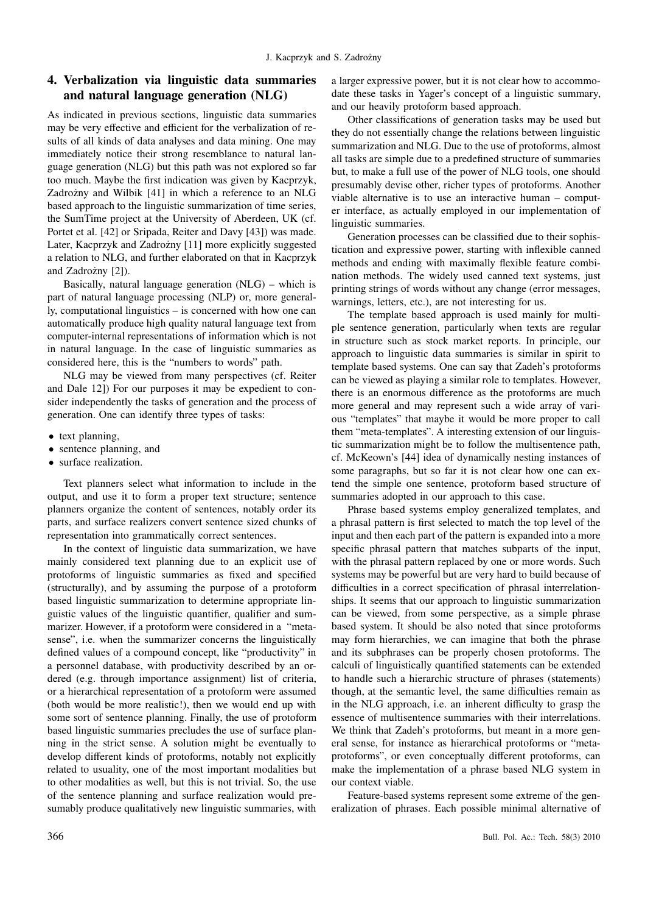## 4. Verbalization via linguistic data summaries and natural language generation (NLG)

As indicated in previous sections, linguistic data summaries may be very effective and efficient for the verbalization of results of all kinds of data analyses and data mining. One may immediately notice their strong resemblance to natural language generation (NLG) but this path was not explored so far too much. Maybe the first indication was given by Kacprzyk, Zadrożny and Wilbik [41] in which a reference to an NLG based approach to the linguistic summarization of time series, the SumTime project at the University of Aberdeen, UK (cf. Portet et al. [42] or Sripada, Reiter and Davy [43]) was made. Later, Kacprzyk and Zadrożny [11] more explicitly suggested a relation to NLG, and further elaborated on that in Kacprzyk and Zadrożny [2]).

Basically, natural language generation (NLG) – which is part of natural language processing (NLP) or, more generally, computational linguistics – is concerned with how one can automatically produce high quality natural language text from computer-internal representations of information which is not in natural language. In the case of linguistic summaries as considered here, this is the "numbers to words" path.

NLG may be viewed from many perspectives (cf. Reiter and Dale 12]) For our purposes it may be expedient to consider independently the tasks of generation and the process of generation. One can identify three types of tasks:

- text planning,
- sentence planning, and
- surface realization.

Text planners select what information to include in the output, and use it to form a proper text structure; sentence planners organize the content of sentences, notably order its parts, and surface realizers convert sentence sized chunks of representation into grammatically correct sentences.

In the context of linguistic data summarization, we have mainly considered text planning due to an explicit use of protoforms of linguistic summaries as fixed and specified (structurally), and by assuming the purpose of a protoform based linguistic summarization to determine appropriate linguistic values of the linguistic quantifier, qualifier and summarizer. However, if a protoform were considered in a "meta-sense", i.e. when the summarizer concerns the linguistically defined values of a compound concept, like "productivity" in a personnel database, with productivity described by an ordered (e.g. through importance assignment) list of criteria, or a hierarchical representation of a protoform were assumed (both would be more realistic!), then we would end up with some sort of sentence planning. Finally, the use of protoform based linguistic summaries precludes the use of surface planning in the strict sense. A solution might be eventually to develop different kinds of protoforms, notably not explicitly related to usuality, one of the most important modalities but to other modalities as well, but this is not trivial. So, the use of the sentence planning and surface realization would presumably produce qualitatively new linguistic summaries, with a larger expressive power, but it is not clear how to accommodate these tasks in Yager's concept of a linguistic summary, and our heavily protoform based approach.

Other classifications of generation tasks may be used but they do not essentially change the relations between linguistic summarization and NLG. Due to the use of protoforms, almost all tasks are simple due to a predefined structure of summaries but, to make a full use of the power of NLG tools, one should presumably devise other, richer types of protoforms. Another viable alternative is to use an interactive human – computer interface, as actually employed in our implementation of linguistic summaries.

Generation processes can be classified due to their sophistication and expressive power, starting with inflexible canned methods and ending with maximally flexible feature combination methods. The widely used canned text systems, just printing strings of words without any change (error messages, warnings, letters, etc.), are not interesting for us.

The template based approach is used mainly for multiple sentence generation, particularly when texts are regular in structure such as stock market reports. In principle, our approach to linguistic data summaries is similar in spirit to template based systems. One can say that Zadeh's protoforms can be viewed as playing a similar role to templates. However, there is an enormous difference as the protoforms are much more general and may represent such a wide array of various "templates" that maybe it would be more proper to call them "meta-templates". A interesting extension of our linguistic summarization might be to follow the multisentence path, cf. McKeown's [44] idea of dynamically nesting instances of some paragraphs, but so far it is not clear how one can extend the simple one sentence, protoform based structure of summaries adopted in our approach to this case.

Phrase based systems employ generalized templates, and a phrasal pattern is first selected to match the top level of the input and then each part of the pattern is expanded into a more specific phrasal pattern that matches subparts of the input, with the phrasal pattern replaced by one or more words. Such systems may be powerful but are very hard to build because of difficulties in a correct specification of phrasal interrelationships. It seems that our approach to linguistic summarization can be viewed, from some perspective, as a simple phrase based system. It should be also noted that since protoforms may form hierarchies, we can imagine that both the phrase and its subphrases can be properly chosen protoforms. The calculi of linguistically quantified statements can be extended to handle such a hierarchic structure of phrases (statements) though, at the semantic level, the same difficulties remain as in the NLG approach, i.e. an inherent difficulty to grasp the essence of multisentence summaries with their interrelations. We think that Zadeh's protoforms, but meant in a more general sense, for instance as hierarchical protoforms or "meta-protoforms", or even conceptually different protoforms, can make the implementation of a phrase based NLG system in our context viable.

Feature-based systems represent some extreme of the generalization of phrases. Each possible minimal alternative of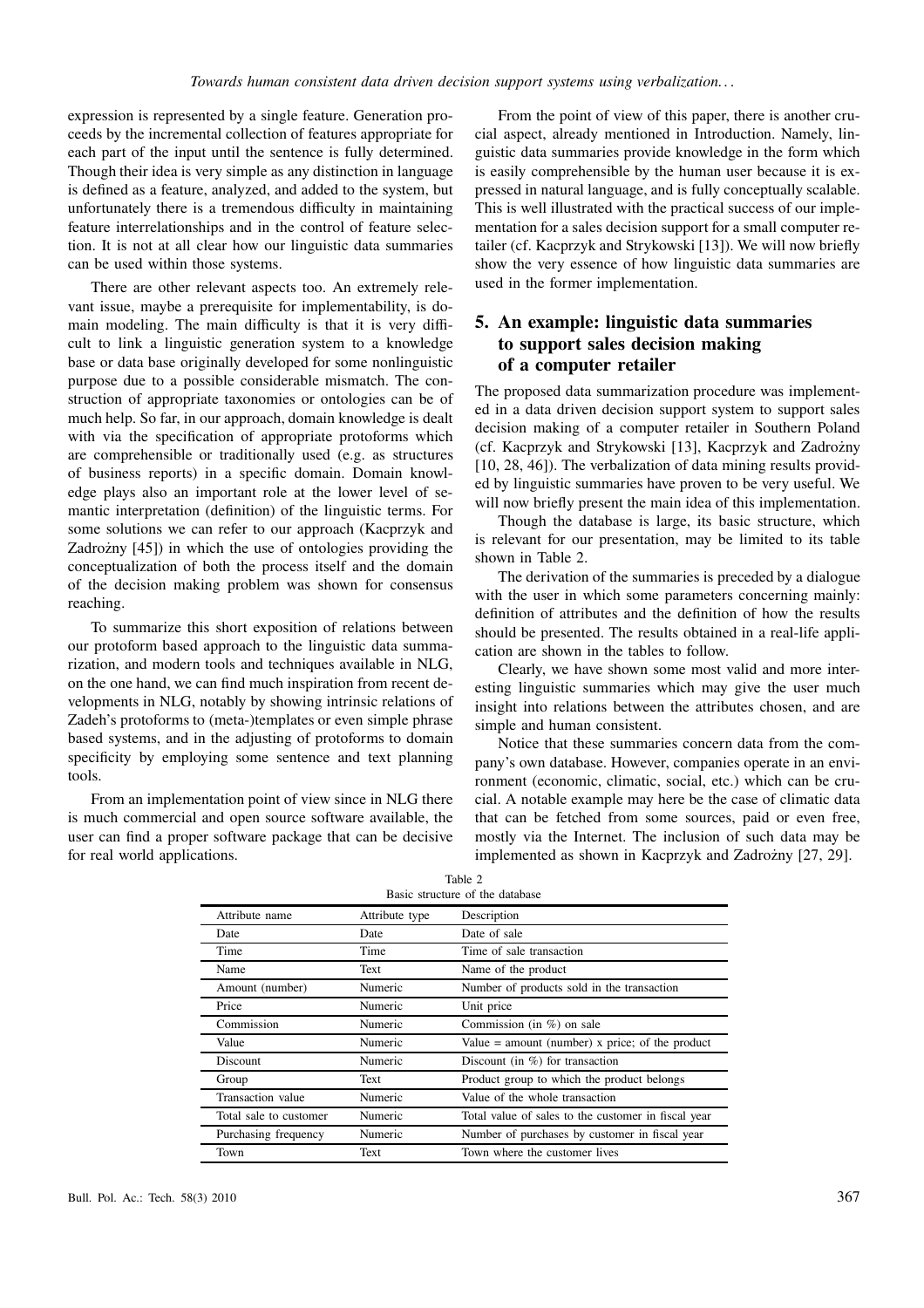expression is represented by a single feature. Generation proceeds by the incremental collection of features appropriate for each part of the input until the sentence is fully determined. Though their idea is very simple as any distinction in language is defined as a feature, analyzed, and added to the system, but unfortunately there is a tremendous difficulty in maintaining feature interrelationships and in the control of feature selection. It is not at all clear how our linguistic data summaries can be used within those systems.

There are other relevant aspects too. An extremely relevant issue, maybe a prerequisite for implementability, is domain modeling. The main difficulty is that it is very difficult to link a linguistic generation system to a knowledge base or data base originally developed for some nonlinguistic purpose due to a possible considerable mismatch. The construction of appropriate taxonomies or ontologies can be of much help. So far, in our approach, domain knowledge is dealt with via the specification of appropriate protoforms which are comprehensible or traditionally used (e.g. as structures of business reports) in a specific domain. Domain knowledge plays also an important role at the lower level of semantic interpretation (definition) of the linguistic terms. For some solutions we can refer to our approach (Kacprzyk and Zadrożny [45]) in which the use of ontologies providing the conceptualization of both the process itself and the domain of the decision making problem was shown for consensus reaching.

To summarize this short exposition of relations between our protoform based approach to the linguistic data summarization, and modern tools and techniques available in NLG, on the one hand, we can find much inspiration from recent developments in NLG, notably by showing intrinsic relations of Zadeh's protoforms to (meta-)templates or even simple phrase based systems, and in the adjusting of protoforms to domain specificity by employing some sentence and text planning tools.

From an implementation point of view since in NLG there is much commercial and open source software available, the user can find a proper software package that can be decisive for real world applications.

From the point of view of this paper, there is another crucial aspect, already mentioned in Introduction. Namely, linguistic data summaries provide knowledge in the form which is easily comprehensible by the human user because it is expressed in natural language, and is fully conceptually scalable. This is well illustrated with the practical success of our implementation for a sales decision support for a small computer retailer (cf. Kacprzyk and Strykowski [13]). We will now briefly show the very essence of how linguistic data summaries are used in the former implementation.

## 5. An example: linguistic data summaries to support sales decision making of a computer retailer

The proposed data summarization procedure was implemented in a data driven decision support system to support sales decision making of a computer retailer in Southern Poland (cf. Kacprzyk and Strykowski [13], Kacprzyk and Zadrożny [10, 28, 46]). The verbalization of data mining results provided by linguistic summaries have proven to be very useful. We will now briefly present the main idea of this implementation.

Though the database is large, its basic structure, which is relevant for our presentation, may be limited to its table shown in Table 2.

The derivation of the summaries is preceded by a dialogue with the user in which some parameters concerning mainly: definition of attributes and the definition of how the results should be presented. The results obtained in a real-life application are shown in the tables to follow.

Clearly, we have shown some most valid and more interesting linguistic summaries which may give the user much insight into relations between the attributes chosen, and are simple and human consistent.

Notice that these summaries concern data from the company's own database. However, companies operate in an environment (economic, climatic, social, etc.) which can be crucial. A notable example may here be the case of climatic data that can be fetched from some sources, paid or even free, mostly via the Internet. The inclusion of such data may be implemented as shown in Kacprzyk and Zadrożny [27, 29].

Table 2
Basic structure of the database

| Attribute name | Attribute type | Description |
|---|---|---|
| Date | Date | Date of sale |
| Time | Time | Time of sale transaction |
| Name | Text | Name of the product |
| Amount (number) | Numeric | Number of products sold in the transaction |
| Price | Numeric | Unit price |
| Commission | Numeric | Commission (in %) on sale |
| Value | Numeric | Value = amount (number) x price; of the product |
| Discount | Numeric | Discount (in %) for transaction |
| Group | Text | Product group to which the product belongs |
| Transaction value | Numeric | Value of the whole transaction |
| Total sale to customer | Numeric | Total value of sales to the customer in fiscal year |
| Purchasing frequency | Numeric | Number of purchases by customer in fiscal year |
| Town | Text | Town where the customer lives |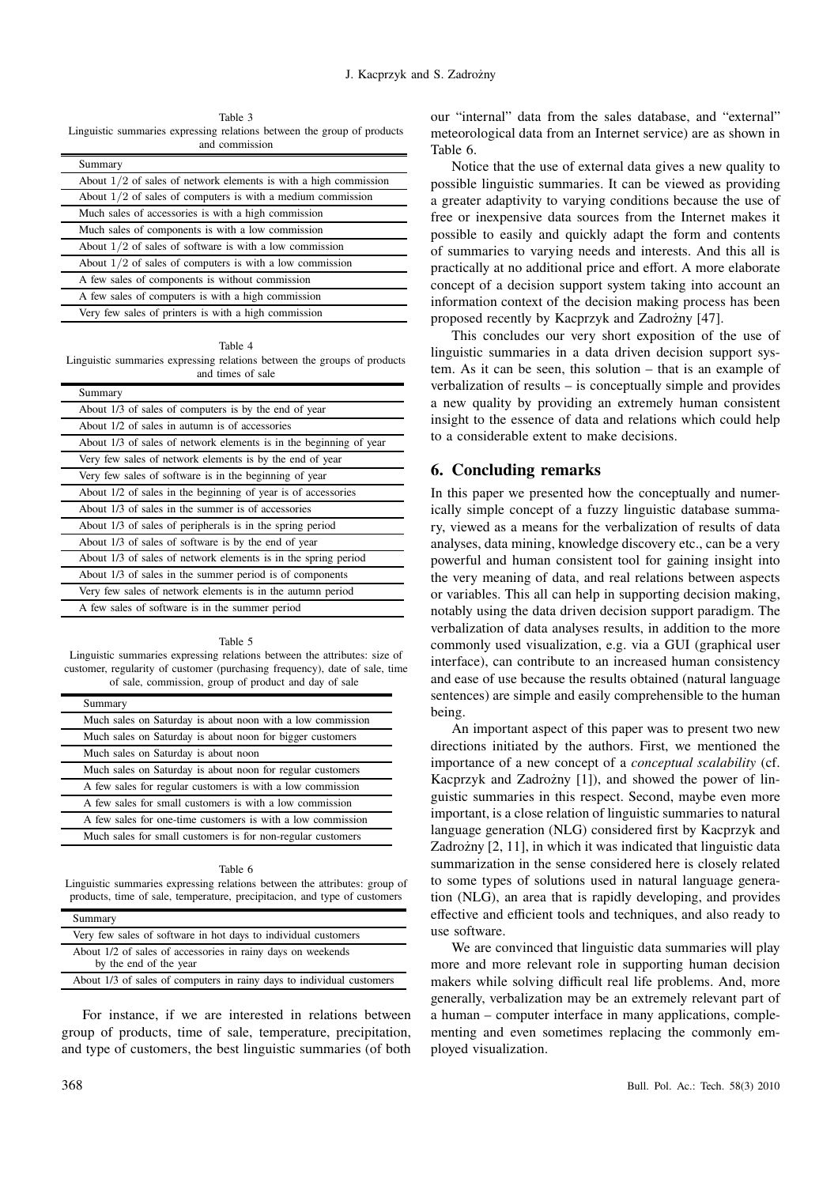Table 3
Linguistic summaries expressing relations between the group of products and commission

| Summary |
| --- |
| About $1/2$ of sales of network elements is with a high commission |
| About $1/2$ of sales of computers is with a medium commission |
| Much sales of accessories is with a high commission |
| Much sales of components is with a low commission |
| About $1/2$ of sales of software is with a low commission |
| About $1/2$ of sales of computers is with a low commission |
| A few sales of components is without commission |
| A few sales of computers is with a high commission |
| Very few sales of printers is with a high commission |

Table 4
Linguistic summaries expressing relations between the groups of products and times of sale

| Summary |
| --- |
| About 1/3 of sales of computers is by the end of year |
| About 1/2 of sales in autumn is of accessories |
| About 1/3 of sales of network elements is in the beginning of year |
| Very few sales of network elements is by the end of year |
| Very few sales of software is in the beginning of year |
| About 1/2 of sales in the beginning of year is of accessories |
| About 1/3 of sales in the summer is of accessories |
| About 1/3 of sales of peripherals is in the spring period |
| About 1/3 of sales of software is by the end of year |
| About 1/3 of sales of network elements is in the spring period |
| About 1/3 of sales in the summer period is of components |
| Very few sales of network elements is in the autumn period |
| A few sales of software is in the summer period |

Table 5
Linguistic summaries expressing relations between the attributes: size of customer, regularity of customer (purchasing frequency), date of sale, time of sale, commission, group of product and day of sale

| Summary |
| --- |
| Much sales on Saturday is about noon with a low commission |
| Much sales on Saturday is about noon for bigger customers |
| Much sales on Saturday is about noon |
| Much sales on Saturday is about noon for regular customers |
| A few sales for regular customers is with a low commission |
| A few sales for small customers is with a low commission |
| A few sales for one-time customers is with a low commission |
| Much sales for small customers is for non-regular customers |

Table 6
Linguistic summaries expressing relations between the attributes: group of products, time of sale, temperature, precipitacion, and type of customers

| Summary |
| --- |
| Very few sales of software in hot days to individual customers |
| About 1/2 of sales of accessories in rainy days on weekends by the end of the year |
| About 1/3 of sales of computers in rainy days to individual customers |

For instance, if we are interested in relations between group of products, time of sale, temperature, precipitation, and type of customers, the best linguistic summaries (of both our "internal" data from the sales database, and "external" meteorological data from an Internet service) are as shown in Table 6.

Notice that the use of external data gives a new quality to possible linguistic summaries. It can be viewed as providing a greater adaptivity to varying conditions because the use of free or inexpensive data sources from the Internet makes it possible to easily and quickly adapt the form and contents of summaries to varying needs and interests. And this all is practically at no additional price and effort. A more elaborate concept of a decision support system taking into account an information context of the decision making process has been proposed recently by Kacprzyk and Zadrożny [47].

This concludes our very short exposition of the use of linguistic summaries in a data driven decision support system. As it can be seen, this solution – that is an example of verbalization of results – is conceptually simple and provides a new quality by providing an extremely human consistent insight to the essence of data and relations which could help to a considerable extent to make decisions.

## 6. Concluding remarks

In this paper we presented how the conceptually and numerically simple concept of a fuzzy linguistic database summary, viewed as a means for the verbalization of results of data analyses, data mining, knowledge discovery etc., can be a very powerful and human consistent tool for gaining insight into the very meaning of data, and real relations between aspects or variables. This all can help in supporting decision making, notably using the data driven decision support paradigm. The verbalization of data analyses results, in addition to the more commonly used visualization, e.g. via a GUI (graphical user interface), can contribute to an increased human consistency and ease of use because the results obtained (natural language sentences) are simple and easily comprehensible to the human being.

An important aspect of this paper was to present two new directions initiated by the authors. First, we mentioned the importance of a new concept of a *conceptual scalability* (cf. Kacprzyk and Zadrożny [1]), and showed the power of linguistic summaries in this respect. Second, maybe even more important, is a close relation of linguistic summaries to natural language generation (NLG) considered first by Kacprzyk and Zadrożny [2, 11], in which it was indicated that linguistic data summarization in the sense considered here is closely related to some types of solutions used in natural language generation (NLG), an area that is rapidly developing, and provides effective and efficient tools and techniques, and also ready to use software.

We are convinced that linguistic data summaries will play more and more relevant role in supporting human decision makers while solving difficult real life problems. And, more generally, verbalization may be an extremely relevant part of a human – computer interface in many applications, complementing and even sometimes replacing the commonly employed visualization.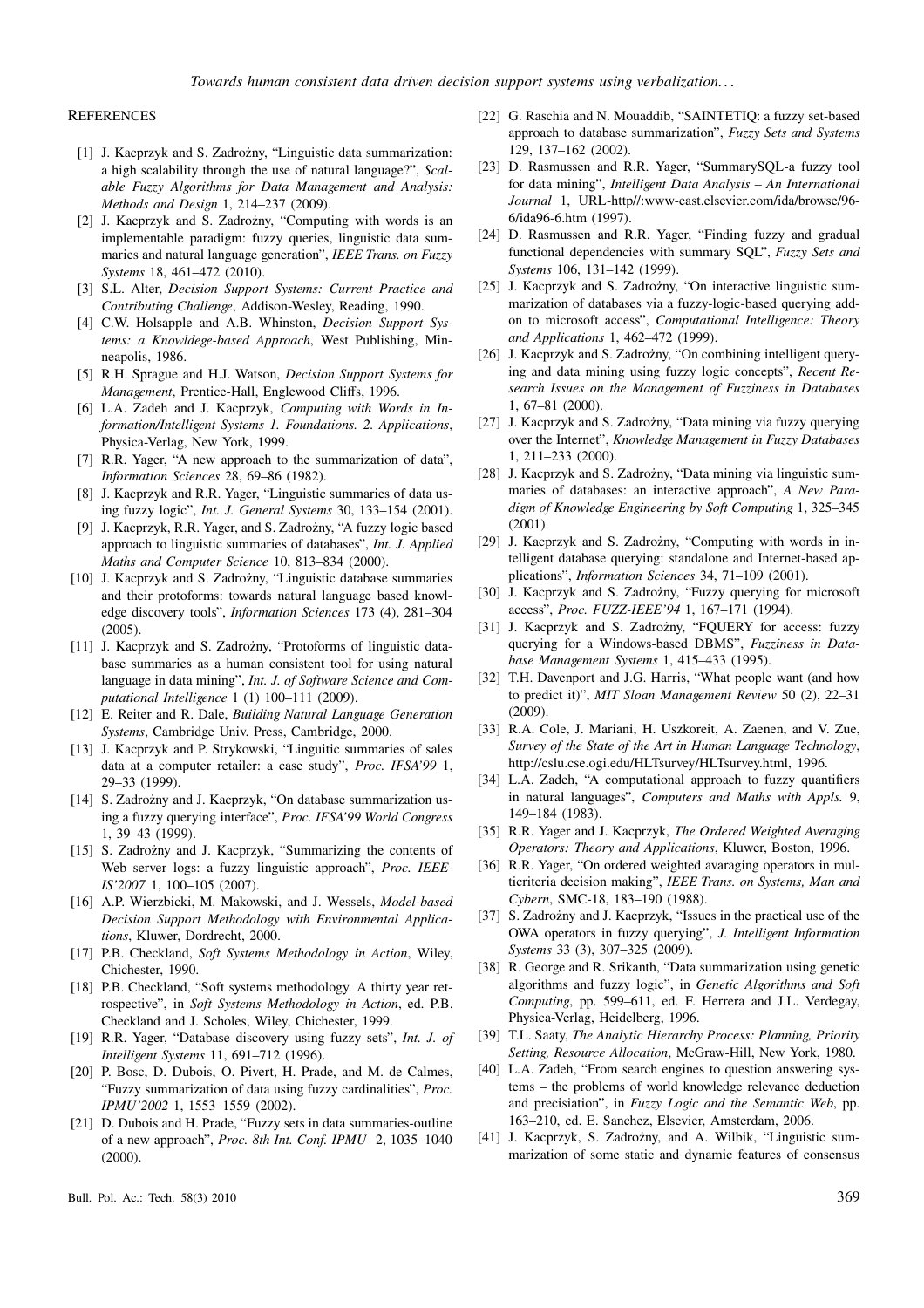## REFERENCES

[1] J. Kacprzyk and S. Zadrożny, "Linguistic data summarization: a high scalability through the use of natural language?", *Scalable Fuzzy Algorithms for Data Management and Analysis: Methods and Design* 1, 214–237 (2009).

[2] J. Kacprzyk and S. Zadrożny, "Computing with words is an implementable paradigm: fuzzy queries, linguistic data summaries and natural language generation", *IEEE Trans. on Fuzzy Systems* 18, 461–472 (2010).

[3] S.L. Alter, *Decision Support Systems: Current Practice and Contributing Challenge*, Addison-Wesley, Reading, 1990.

[4] C.W. Holsapple and A.B. Whinston, *Decision Support Systems: a Knowldege-based Approach*, West Publishing, Minneapolis, 1986.

[5] R.H. Sprague and H.J. Watson, *Decision Support Systems for Management*, Prentice-Hall, Englewood Cliffs, 1996.

[6] L.A. Zadeh and J. Kacprzyk, *Computing with Words in Information/Intelligent Systems 1. Foundations. 2. Applications*, Physica-Verlag, New York, 1999.

[7] R.R. Yager, "A new approach to the summarization of data", *Information Sciences* 28, 69–86 (1982).

[8] J. Kacprzyk and R.R. Yager, "Linguistic summaries of data using fuzzy logic", *Int. J. General Systems* 30, 133–154 (2001).

[9] J. Kacprzyk, R.R. Yager, and S. Zadrożny, "A fuzzy logic based approach to linguistic summaries of databases", *Int. J. Applied Maths and Computer Science* 10, 813–834 (2000).

[10] J. Kacprzyk and S. Zadrożny, "Linguistic database summaries and their protoforms: towards natural language based knowledge discovery tools", *Information Sciences* 173 (4), 281–304 (2005).

[11] J. Kacprzyk and S. Zadrożny, "Protoforms of linguistic database summaries as a human consistent tool for using natural language in data mining", *Int. J. of Software Science and Computational Intelligence* 1 (1) 100–111 (2009).

[12] E. Reiter and R. Dale, *Building Natural Language Generation Systems*, Cambridge Univ. Press, Cambridge, 2000.

[13] J. Kacprzyk and P. Strykowski, "Linguitic summaries of sales data at a computer retailer: a case study", *Proc. IFSA'99* 1, 29–33 (1999).

[14] S. Zadrożny and J. Kacprzyk, "On database summarization using a fuzzy querying interface", *Proc. IFSA'99 World Congress* 1, 39–43 (1999).

[15] S. Zadrożny and J. Kacprzyk, "Summarizing the contents of Web server logs: a fuzzy linguistic approach", *Proc. IEEE-IS'2007* 1, 100–105 (2007).

[16] A.P. Wierzbicki, M. Makowski, and J. Wessels, *Model-based Decision Support Methodology with Environmental Applications*, Kluwer, Dordrecht, 2000.

[17] P.B. Checkland, *Soft Systems Methodology in Action*, Wiley, Chichester, 1990.

[18] P.B. Checkland, "Soft systems methodology. A thirty year retrospective", in *Soft Systems Methodology in Action*, ed. P.B. Checkland and J. Scholes, Wiley, Chichester, 1999.

[19] R.R. Yager, "Database discovery using fuzzy sets", *Int. J. of Intelligent Systems* 11, 691–712 (1996).

[20] P. Bosc, D. Dubois, O. Pivert, H. Prade, and M. de Calmes, "Fuzzy summarization of data using fuzzy cardinalities", *Proc. IPMU'2002* 1, 1553–1559 (2002).

[21] D. Dubois and H. Prade, "Fuzzy sets in data summaries-outline of a new approach", *Proc. 8th Int. Conf. IPMU* 2, 1035–1040 (2000).

[22] G. Raschia and N. Mouaddib, "SAINTETIQ: a fuzzy set-based approach to database summarization", *Fuzzy Sets and Systems* 129, 137–162 (2002).

[23] D. Rasmussen and R.R. Yager, "SummarySQL-a fuzzy tool for data mining", *Intelligent Data Analysis – An International Journal* 1, URL-http//:www-east.elsevier.com/ida/browse/96-6/ida96-6.htm (1997).

[24] D. Rasmussen and R.R. Yager, "Finding fuzzy and gradual functional dependencies with summary SQL", *Fuzzy Sets and Systems* 106, 131–142 (1999).

[25] J. Kacprzyk and S. Zadrożny, "On interactive linguistic summarization of databases via a fuzzy-logic-based querying add-on to microsoft access", *Computational Intelligence: Theory and Applications* 1, 462–472 (1999).

[26] J. Kacprzyk and S. Zadrożny, "On combining intelligent querying and data mining using fuzzy logic concepts", *Recent Research Issues on the Management of Fuzziness in Databases* 1, 67–81 (2000).

[27] J. Kacprzyk and S. Zadrożny, "Data mining via fuzzy querying over the Internet", *Knowledge Management in Fuzzy Databases* 1, 211–233 (2000).

[28] J. Kacprzyk and S. Zadrożny, "Data mining via linguistic summaries of databases: an interactive approach", *A New Paradigm of Knowledge Engineering by Soft Computing* 1, 325–345 (2001).

[29] J. Kacprzyk and S. Zadrożny, "Computing with words in intelligent database querying: standalone and Internet-based applications", *Information Sciences* 34, 71–109 (2001).

[30] J. Kacprzyk and S. Zadrożny, "Fuzzy querying for microsoft access", *Proc. FUZZ-IEEE'94* 1, 167–171 (1994).

[31] J. Kacprzyk and S. Zadrożny, "FQUERY for access: fuzzy querying for a Windows-based DBMS", *Fuzziness in Database Management Systems* 1, 415–433 (1995).

[32] T.H. Davenport and J.G. Harris, "What people want (and how to predict it)", *MIT Sloan Management Review* 50 (2), 22–31 (2009).

[33] R.A. Cole, J. Mariani, H. Uszkoreit, A. Zaenen, and V. Zue, *Survey of the State of the Art in Human Language Technology*, http://cslu.cse.ogi.edu/HLTsurvey/HLTsurvey.html, 1996.

[34] L.A. Zadeh, "A computational approach to fuzzy quantifiers in natural languages", *Computers and Maths with Appls.* 9, 149–184 (1983).

[35] R.R. Yager and J. Kacprzyk, *The Ordered Weighted Averaging Operators: Theory and Applications*, Kluwer, Boston, 1996.

[36] R.R. Yager, "On ordered weighted avaraging operators in multicriteria decision making", *IEEE Trans. on Systems, Man and Cybern*, SMC-18, 183–190 (1988).

[37] S. Zadrożny and J. Kacprzyk, "Issues in the practical use of the OWA operators in fuzzy querying", *J. Intelligent Information Systems* 33 (3), 307–325 (2009).

[38] R. George and R. Srikanth, "Data summarization using genetic algorithms and fuzzy logic", in *Genetic Algorithms and Soft Computing*, pp. 599–611, ed. F. Herrera and J.L. Verdegay, Physica-Verlag, Heidelberg, 1996.

[39] T.L. Saaty, *The Analytic Hierarchy Process: Planning, Priority Setting, Resource Allocation*, McGraw-Hill, New York, 1980.

[40] L.A. Zadeh, "From search engines to question answering systems – the problems of world knowledge relevance deduction and precisiation", in *Fuzzy Logic and the Semantic Web*, pp. 163–210, ed. E. Sanchez, Elsevier, Amsterdam, 2006.

[41] J. Kacprzyk, S. Zadrożny, and A. Wilbik, "Linguistic summarization of some static and dynamic features of consensus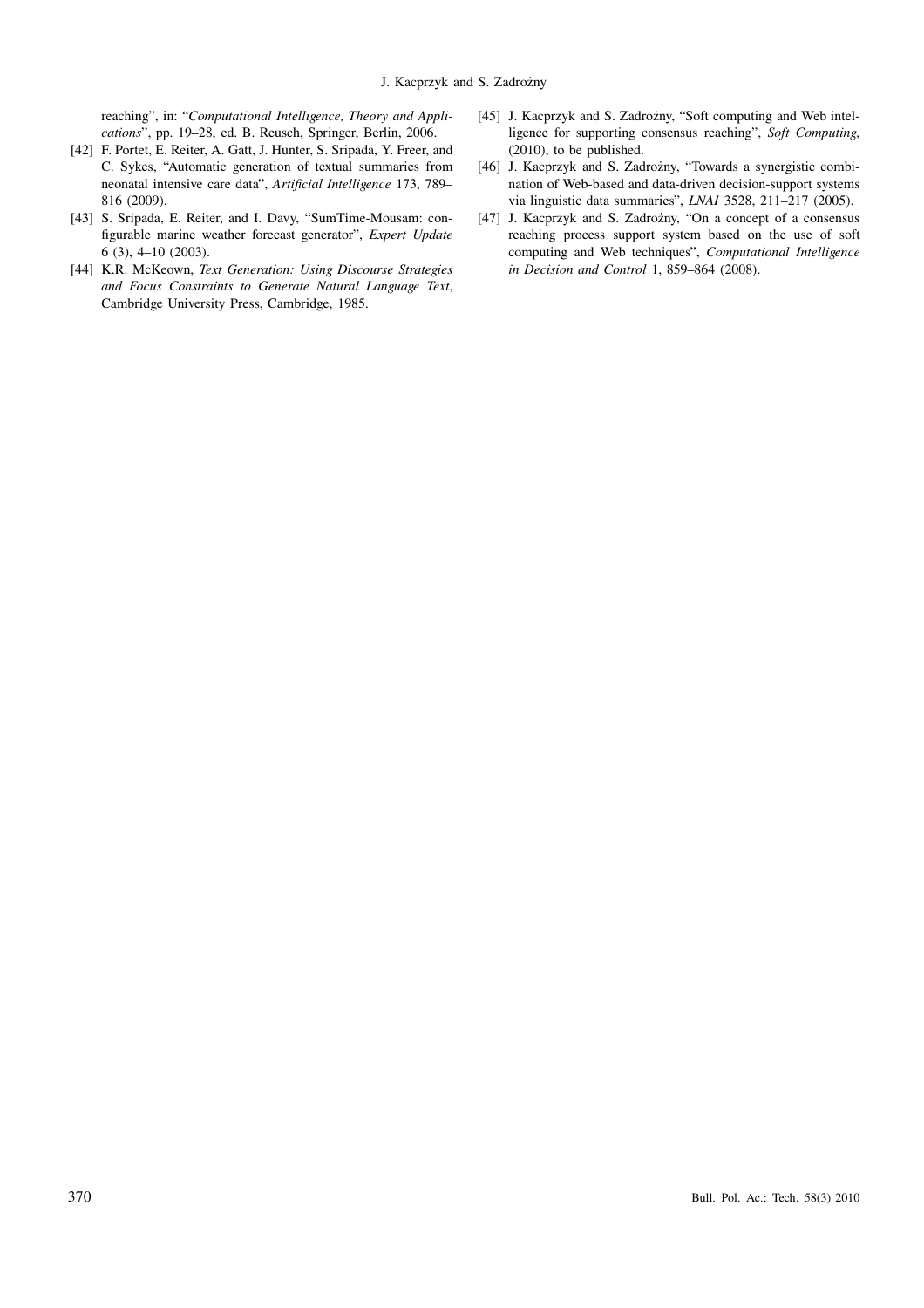reaching", in: "*Computational Intelligence, Theory and Applications*", pp. 19–28, ed. B. Reusch, Springer, Berlin, 2006.

[42] F. Portet, E. Reiter, A. Gatt, J. Hunter, S. Sripada, Y. Freer, and C. Sykes, "Automatic generation of textual summaries from neonatal intensive care data", *Artificial Intelligence* 173, 789–816 (2009).

[43] S. Sripada, E. Reiter, and I. Davy, "SumTime-Mousam: configurable marine weather forecast generator", *Expert Update* 6 (3), 4–10 (2003).

[44] K.R. McKeown, *Text Generation: Using Discourse Strategies and Focus Constraints to Generate Natural Language Text*, Cambridge University Press, Cambridge, 1985.

[45] J. Kacprzyk and S. Zadrożny, "Soft computing and Web intelligence for supporting consensus reaching", *Soft Computing*, (2010), to be published.

[46] J. Kacprzyk and S. Zadrożny, "Towards a synergistic combination of Web-based and data-driven decision-support systems via linguistic data summaries", *LNAI* 3528, 211–217 (2005).

[47] J. Kacprzyk and S. Zadrożny, "On a concept of a consensus reaching process support system based on the use of soft computing and Web techniques", *Computational Intelligence in Decision and Control* 1, 859–864 (2008).